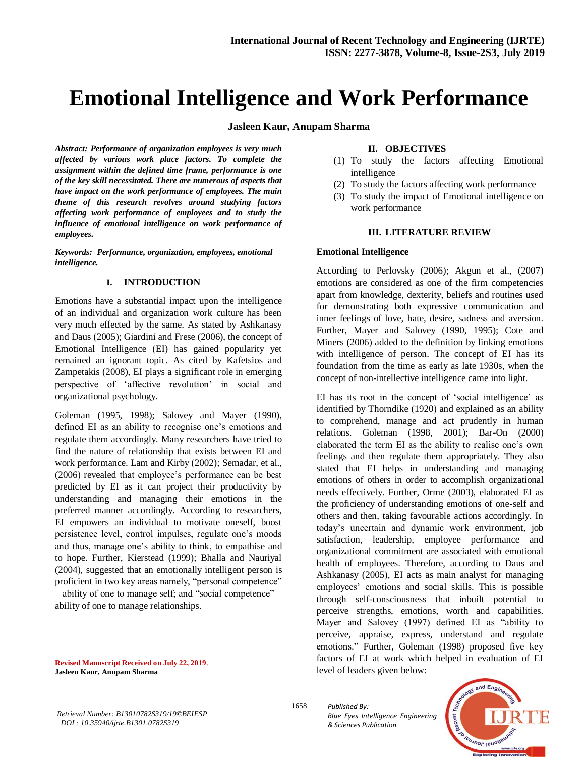# Emotional Intelligence and Work Performance

**Jasleen Kaur, Anupam Sharma**

***Abstract: Performance of organization employees is very much affected by various work place factors. To complete the assignment within the defined time frame, performance is one of the key skill necessitated. There are numerous of aspects that have impact on the work performance of employees. The main theme of this research revolves around studying factors affecting work performance of employees and to study the influence of emotional intelligence on work performance of employees.***

***Keywords: Performance, organization, employees, emotional intelligence.***

## I. INTRODUCTION

Emotions have a substantial impact upon the intelligence of an individual and organization work culture has been very much effected by the same. As stated by Ashkanasy and Daus (2005); Giardini and Frese (2006), the concept of Emotional Intelligence (EI) has gained popularity yet remained an ignorant topic. As cited by Kafetsios and Zampetakis (2008), EI plays a significant role in emerging perspective of 'affective revolution' in social and organizational psychology.

Goleman (1995, 1998); Salovey and Mayer (1990), defined EI as an ability to recognise one's emotions and regulate them accordingly. Many researchers have tried to find the nature of relationship that exists between EI and work performance. Lam and Kirby (2002); Semadar, et al., (2006) revealed that employee's performance can be best predicted by EI as it can project their productivity by understanding and managing their emotions in the preferred manner accordingly. According to researchers, EI empowers an individual to motivate oneself, boost persistence level, control impulses, regulate one's moods and thus, manage one's ability to think, to empathise and to hope. Further, Kierstead (1999); Bhalla and Nauriyal (2004), suggested that an emotionally intelligent person is proficient in two key areas namely, "personal competence" – ability of one to manage self; and "social competence" – ability of one to manage relationships.

**Revised Manuscript Received on July 22, 2019.**
**Jasleen Kaur, Anupam Sharma**

## II. OBJECTIVES

(1) To study the factors affecting Emotional intelligence
(2) To study the factors affecting work performance
(3) To study the impact of Emotional intelligence on work performance

## III. LITERATURE REVIEW

### Emotional Intelligence

According to Perlovsky (2006); Akgun et al., (2007) emotions are considered as one of the firm competencies apart from knowledge, dexterity, beliefs and routines used for demonstrating both expressive communication and inner feelings of love, hate, desire, sadness and aversion. Further, Mayer and Salovey (1990, 1995); Cote and Miners (2006) added to the definition by linking emotions with intelligence of person. The concept of EI has its foundation from the time as early as late 1930s, when the concept of non-intellective intelligence came into light.

EI has its root in the concept of 'social intelligence' as identified by Thorndike (1920) and explained as an ability to comprehend, manage and act prudently in human relations. Goleman (1998, 2001); Bar-On (2000) elaborated the term EI as the ability to realise one's own feelings and then regulate them appropriately. They also stated that EI helps in understanding and managing emotions of others in order to accomplish organizational needs effectively. Further, Orme (2003), elaborated EI as the proficiency of understanding emotions of one-self and others and then, taking favourable actions accordingly. In today's uncertain and dynamic work environment, job satisfaction, leadership, employee performance and organizational commitment are associated with emotional health of employees. Therefore, according to Daus and Ashkanasy (2005), EI acts as main analyst for managing employees' emotions and social skills. This is possible through self-consciousness that inbuilt potential to perceive strengths, emotions, worth and capabilities. Mayer and Salovey (1997) defined EI as "ability to perceive, appraise, express, understand and regulate emotions." Further, Goleman (1998) proposed five key factors of EI at work which helped in evaluation of EI level of leaders given below: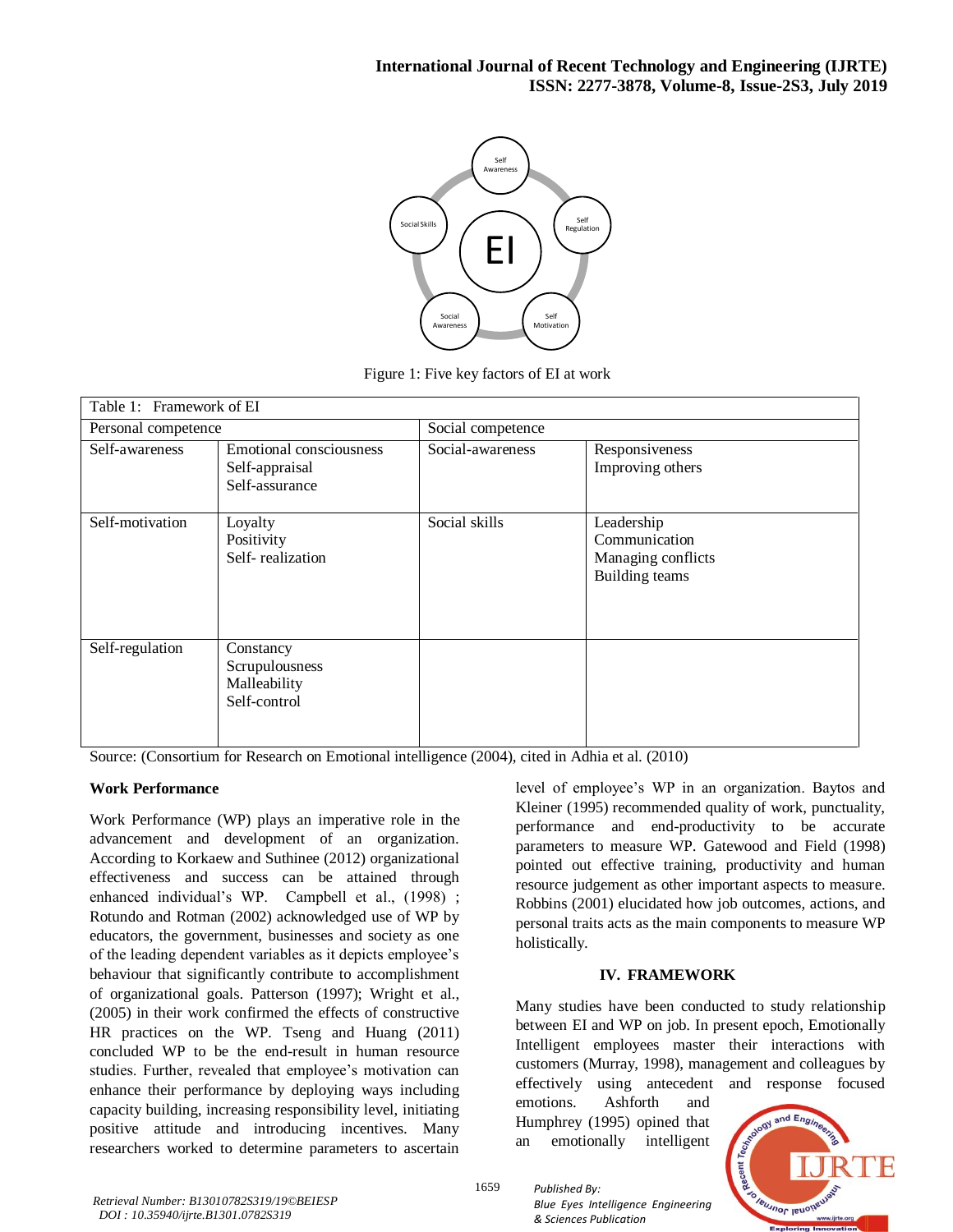Figure 1: Five key factors of EI at work

| Table 1: Framework of EI | | | |
|---|---|---|---|
| Personal competence | | Social competence | |
| Self-awareness | Emotional consciousness<br>Self-appraisal<br>Self-assurance | Social-awareness | Responsiveness<br>Improving others |
| Self-motivation | Loyalty<br>Positivity<br>Self- realization | Social skills | Leadership<br>Communication<br>Managing conflicts<br>Building teams |
| Self-regulation | Constancy<br>Scrupulousness<br>Malleability<br>Self-control | | |

Source: (Consortium for Research on Emotional intelligence (2004), cited in Adhia et al. (2010)

### Work Performance

Work Performance (WP) plays an imperative role in the advancement and development of an organization. According to Korkaew and Suthinee (2012) organizational effectiveness and success can be attained through enhanced individual's WP. Campbell et al., (1998) ; Rotundo and Rotman (2002) acknowledged use of WP by educators, the government, businesses and society as one of the leading dependent variables as it depicts employee's behaviour that significantly contribute to accomplishment of organizational goals. Patterson (1997); Wright et al., (2005) in their work confirmed the effects of constructive HR practices on the WP. Tseng and Huang (2011) concluded WP to be the end-result in human resource studies. Further, revealed that employee's motivation can enhance their performance by deploying ways including capacity building, increasing responsibility level, initiating positive attitude and introducing incentives. Many researchers worked to determine parameters to ascertain level of employee's WP in an organization. Baytos and Kleiner (1995) recommended quality of work, punctuality, performance and end-productivity to be accurate parameters to measure WP. Gatewood and Field (1998) pointed out effective training, productivity and human resource judgement as other important aspects to measure. Robbins (2001) elucidated how job outcomes, actions, and personal traits acts as the main components to measure WP holistically.

## IV. FRAMEWORK

Many studies have been conducted to study relationship between EI and WP on job. In present epoch, Emotionally Intelligent employees master their interactions with customers (Murray, 1998), management and colleagues by effectively using antecedent and response focused emotions. Ashforth and Humphrey (1995) opined that an emotionally intelligent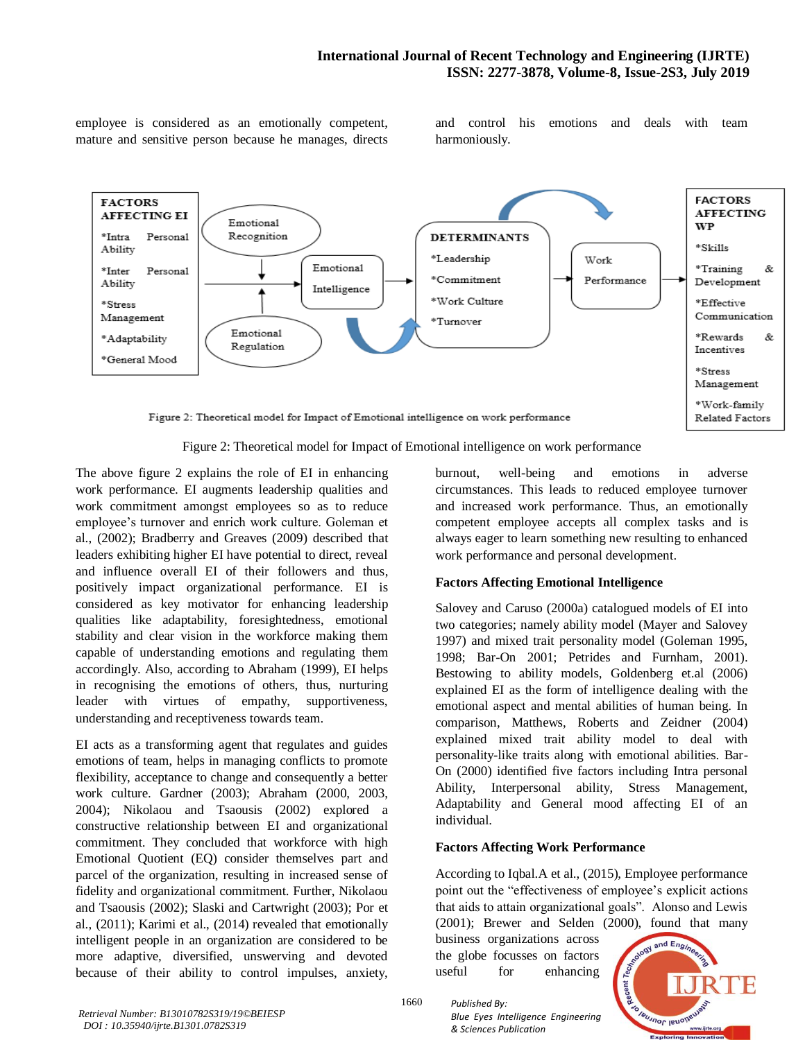employee is considered as an emotionally competent, mature and sensitive person because he manages, directs and control his emotions and deals with team harmoniously.

FACTORS AFFECTING EI

*Intra Personal Ability

*Inter Personal Ability

*Stress Management

*Adaptability

*General Mood

Emotional Recognition

Emotional Regulation

Emotional Intelligence

DETERMINANTS

*Leadership

*Commitment

*Work Culture

*Turnover

Work Performance

FACTORS AFFECTING WP

*Skills

*Training & Development

*Effective Communication

*Rewards & Incentives

*Stress Management

*Work-family Related Factors

Figure 2: Theoretical model for Impact of Emotional intelligence on work performance

The above figure 2 explains the role of EI in enhancing work performance. EI augments leadership qualities and work commitment amongst employees so as to reduce employee's turnover and enrich work culture. Goleman et al., (2002); Bradberry and Greaves (2009) described that leaders exhibiting higher EI have potential to direct, reveal and influence overall EI of their followers and thus, positively impact organizational performance. EI is considered as key motivator for enhancing leadership qualities like adaptability, foresightedness, emotional stability and clear vision in the workforce making them capable of understanding emotions and regulating them accordingly. Also, according to Abraham (1999), EI helps in recognising the emotions of others, thus, nurturing leader with virtues of empathy, supportiveness, understanding and receptiveness towards team.

EI acts as a transforming agent that regulates and guides emotions of team, helps in managing conflicts to promote flexibility, acceptance to change and consequently a better work culture. Gardner (2003); Abraham (2000, 2003, 2004); Nikolaou and Tsaousis (2002) explored a constructive relationship between EI and organizational commitment. They concluded that workforce with high Emotional Quotient (EQ) consider themselves part and parcel of the organization, resulting in increased sense of fidelity and organizational commitment. Further, Nikolaou and Tsaousis (2002); Slaski and Cartwright (2003); Por et al., (2011); Karimi et al., (2014) revealed that emotionally intelligent people in an organization are considered to be more adaptive, diversified, unswerving and devoted because of their ability to control impulses, anxiety, burnout, well-being and emotions in adverse circumstances. This leads to reduced employee turnover and increased work performance. Thus, an emotionally competent employee accepts all complex tasks and is always eager to learn something new resulting to enhanced work performance and personal development.

**Factors Affecting Emotional Intelligence**

Salovey and Caruso (2000a) catalogued models of EI into two categories; namely ability model (Mayer and Salovey 1997) and mixed trait personality model (Goleman 1995, 1998; Bar-On 2001; Petrides and Furnham, 2001). Bestowing to ability models, Goldenberg et.al (2006) explained EI as the form of intelligence dealing with the emotional aspect and mental abilities of human being. In comparison, Matthews, Roberts and Zeidner (2004) explained mixed trait ability model to deal with personality-like traits along with emotional abilities. Bar-On (2000) identified five factors including Intra personal Ability, Interpersonal ability, Stress Management, Adaptability and General mood affecting EI of an individual.

**Factors Affecting Work Performance**

According to Iqbal.A et al., (2015), Employee performance point out the "effectiveness of employee's explicit actions that aids to attain organizational goals". Alonso and Lewis (2001); Brewer and Selden (2000), found that many business organizations across the globe focusses on factors useful for enhancing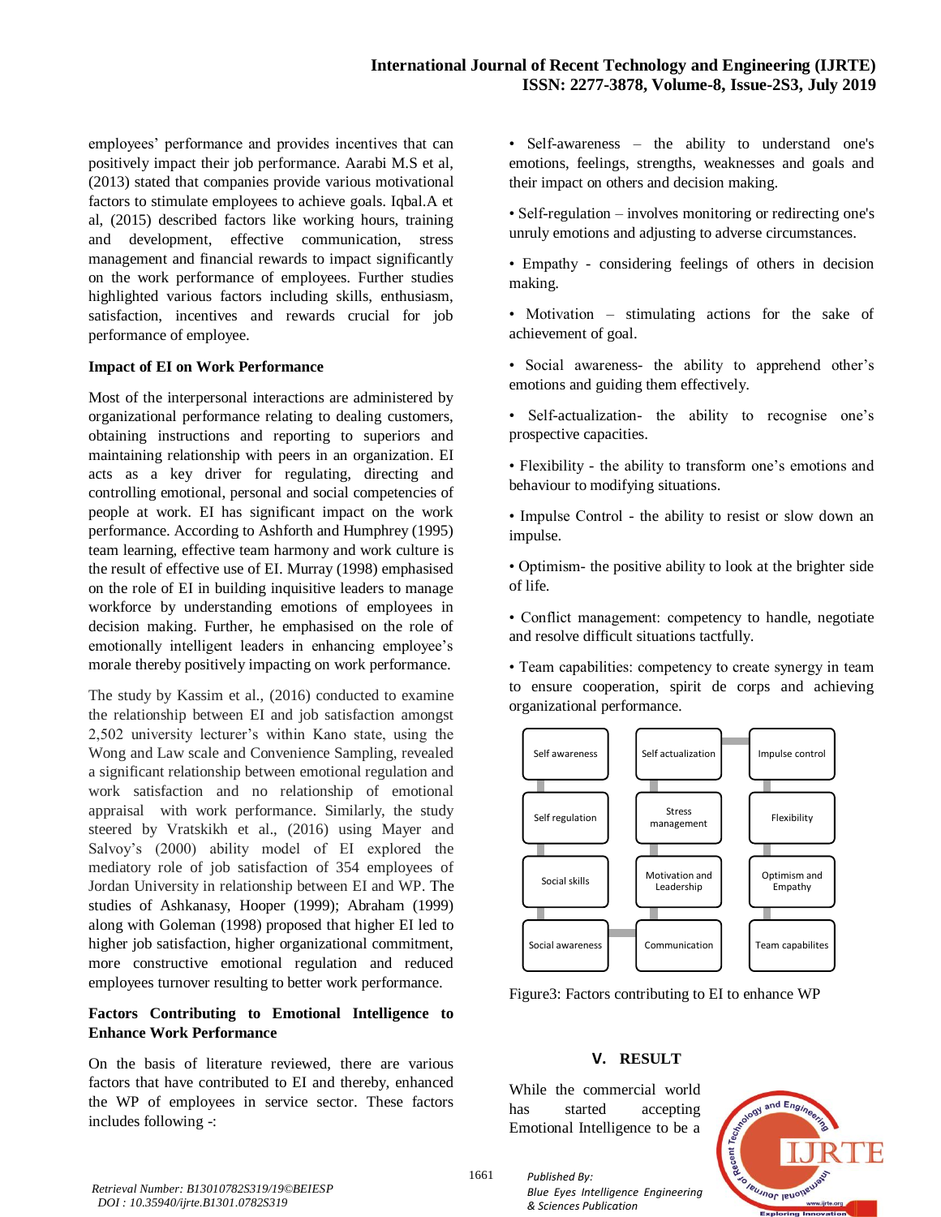employees' performance and provides incentives that can positively impact their job performance. Aarabi M.S et al, (2013) stated that companies provide various motivational factors to stimulate employees to achieve goals. Iqbal.A et al, (2015) described factors like working hours, training and development, effective communication, stress management and financial rewards to impact significantly on the work performance of employees. Further studies highlighted various factors including skills, enthusiasm, satisfaction, incentives and rewards crucial for job performance of employee.

**Impact of EI on Work Performance**

Most of the interpersonal interactions are administered by organizational performance relating to dealing customers, obtaining instructions and reporting to superiors and maintaining relationship with peers in an organization. EI acts as a key driver for regulating, directing and controlling emotional, personal and social competencies of people at work. EI has significant impact on the work performance. According to Ashforth and Humphrey (1995) team learning, effective team harmony and work culture is the result of effective use of EI. Murray (1998) emphasised on the role of EI in building inquisitive leaders to manage workforce by understanding emotions of employees in decision making. Further, he emphasised on the role of emotionally intelligent leaders in enhancing employee's morale thereby positively impacting on work performance.

The study by Kassim et al., (2016) conducted to examine the relationship between EI and job satisfaction amongst 2,502 university lecturer's within Kano state, using the Wong and Law scale and Convenience Sampling, revealed a significant relationship between emotional regulation and work satisfaction and no relationship of emotional appraisal with work performance. Similarly, the study steered by Vratskikh et al., (2016) using Mayer and Salvoy's (2000) ability model of EI explored the mediatory role of job satisfaction of 354 employees of Jordan University in relationship between EI and WP. The studies of Ashkanasy, Hooper (1999); Abraham (1999) along with Goleman (1998) proposed that higher EI led to higher job satisfaction, higher organizational commitment, more constructive emotional regulation and reduced employees turnover resulting to better work performance.

**Factors Contributing to Emotional Intelligence to Enhance Work Performance**

On the basis of literature reviewed, there are various factors that have contributed to EI and thereby, enhanced the WP of employees in service sector. These factors includes following -:

- Self-awareness – the ability to understand one's emotions, feelings, strengths, weaknesses and goals and their impact on others and decision making.
- Self-regulation – involves monitoring or redirecting one's unruly emotions and adjusting to adverse circumstances.
- Empathy - considering feelings of others in decision making.
- Motivation – stimulating actions for the sake of achievement of goal.
- Social awareness- the ability to apprehend other's emotions and guiding them effectively.
- Self-actualization- the ability to recognise one's prospective capacities.
- Flexibility - the ability to transform one's emotions and behaviour to modifying situations.
- Impulse Control - the ability to resist or slow down an impulse.
- Optimism- the positive ability to look at the brighter side of life.
- Conflict management: competency to handle, negotiate and resolve difficult situations tactfully.
- Team capabilities: competency to create synergy in team to ensure cooperation, spirit de corps and achieving organizational performance.

| | | |
|---|---|---|
| Self awareness | Self actualization | Impulse control |
| Self regulation | Stress management | Flexibility |
| Social skills | Motivation and Leadership | Optimism and Empathy |
| Social awareness | Communication | Team capabilites |

Figure3: Factors contributing to EI to enhance WP

## V. RESULT

While the commercial world has started accepting Emotional Intelligence to be a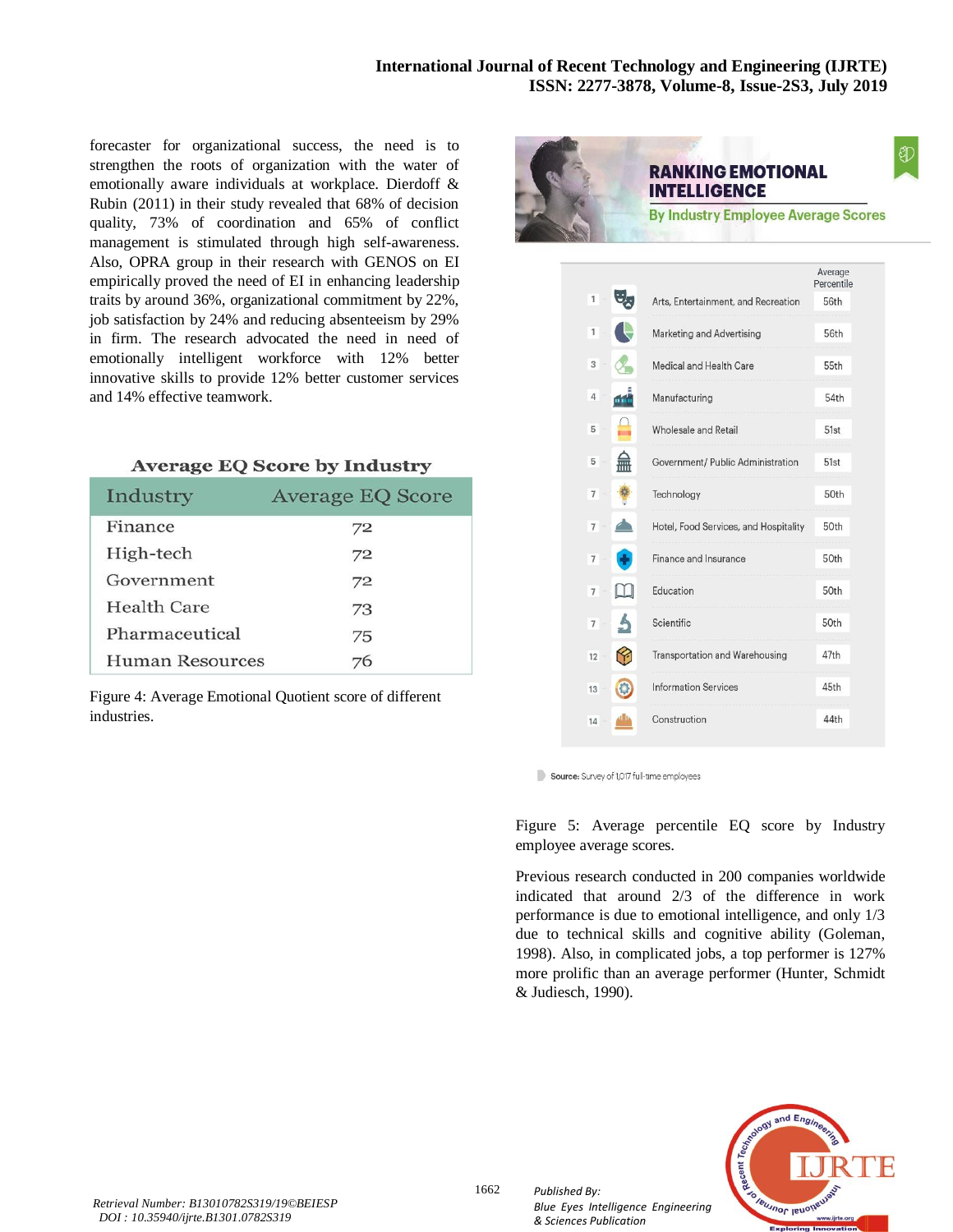forecaster for organizational success, the need is to strengthen the roots of organization with the water of emotionally aware individuals at workplace. Dierdoff & Rubin (2011) in their study revealed that 68% of decision quality, 73% of coordination and 65% of conflict management is stimulated through high self-awareness. Also, OPRA group in their research with GENOS on EI empirically proved the need of EI in enhancing leadership traits by around 36%, organizational commitment by 22%, job satisfaction by 24% and reducing absenteeism by 29% in firm. The research advocated the need in need of emotionally intelligent workforce with 12% better innovative skills to provide 12% better customer services and 14% effective teamwork.

**Average EQ Score by Industry**

| Industry | Average EQ Score |
|---|---|
| Finance | 72 |
| High-tech | 72 |
| Government | 72 |
| Health Care | 73 |
| Pharmaceutical | 75 |
| Human Resources | 76 |

Figure 4: Average Emotional Quotient score of different industries.

**RANKING EMOTIONAL INTELLIGENCE**

**By Industry Employee Average Scores**

| Rank | Industry | Average Percentile |
|---|---|---|
| 1 | Arts, Entertainment, and Recreation | 56th |
| 1 | Marketing and Advertising | 56th |
| 3 | Medical and Health Care | 55th |
| 4 | Manufacturing | 54th |
| 5 | Wholesale and Retail | 51st |
| 5 | Government/ Public Administration | 51st |
| 7 | Technology | 50th |
| 7 | Hotel, Food Services, and Hospitality | 50th |
| 7 | Finance and Insurance | 50th |
| 7 | Education | 50th |
| 7 | Scientific | 50th |
| 12 | Transportation and Warehousing | 47th |
| 13 | Information Services | 45th |
| 14 | Construction | 44th |

**Source:** Survey of 1,017 full-time employees

Figure 5: Average percentile EQ score by Industry employee average scores.

Previous research conducted in 200 companies worldwide indicated that around 2/3 of the difference in work performance is due to emotional intelligence, and only 1/3 due to technical skills and cognitive ability (Goleman, 1998). Also, in complicated jobs, a top performer is 127% more prolific than an average performer (Hunter, Schmidt & Judiesch, 1990).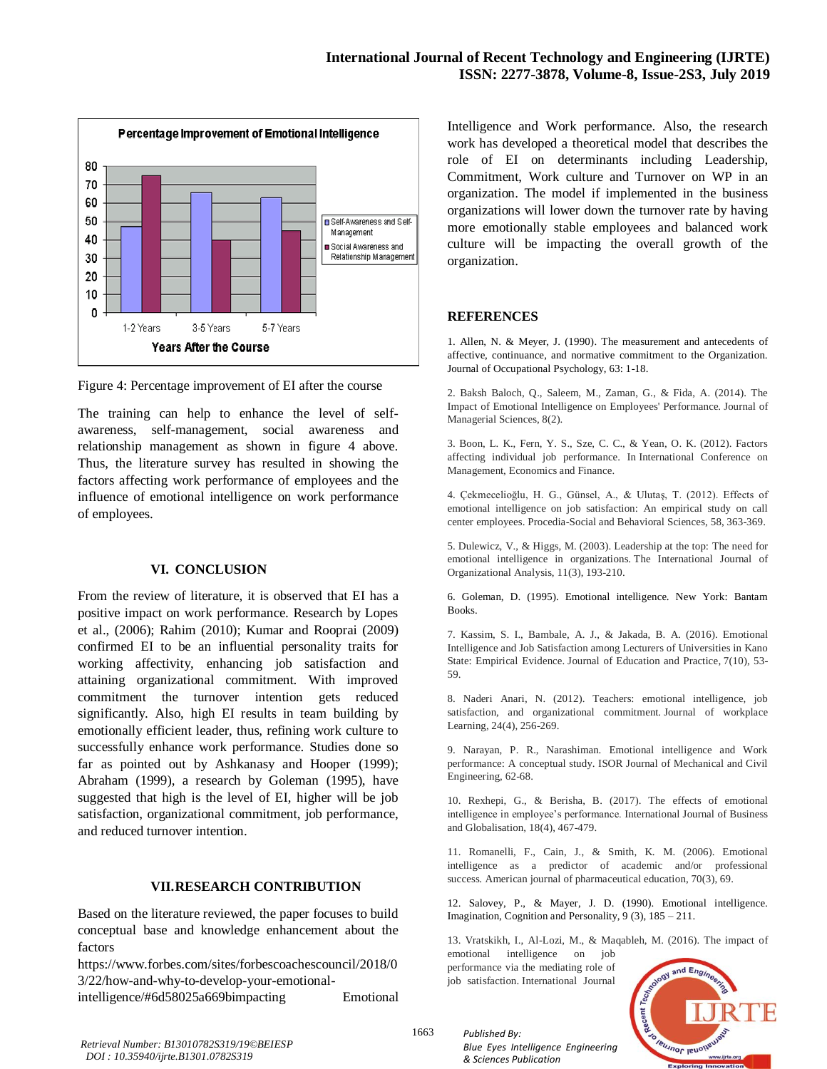Figure 4: Percentage improvement of EI after the course

The training can help to enhance the level of self-awareness, self-management, social awareness and relationship management as shown in figure 4 above. Thus, the literature survey has resulted in showing the factors affecting work performance of employees and the influence of emotional intelligence on work performance of employees.

## VI. CONCLUSION

From the review of literature, it is observed that EI has a positive impact on work performance. Research by Lopes et al., (2006); Rahim (2010); Kumar and Rooprai (2009) confirmed EI to be an influential personality traits for working affectivity, enhancing job satisfaction and attaining organizational commitment. With improved commitment the turnover intention gets reduced significantly. Also, high EI results in team building by emotionally efficient leader, thus, refining work culture to successfully enhance work performance. Studies done so far as pointed out by Ashkanasy and Hooper (1999); Abraham (1999), a research by Goleman (1995), have suggested that high is the level of EI, higher will be job satisfaction, organizational commitment, job performance, and reduced turnover intention.

## VII. RESEARCH CONTRIBUTION

Based on the literature reviewed, the paper focuses to build conceptual base and knowledge enhancement about the factors https://www.forbes.com/sites/forbescoachescouncil/2018/03/22/how-and-why-to-develop-your-emotional-intelligence/#6d58025a669bimpacting Emotional Intelligence and Work performance. Also, the research work has developed a theoretical model that describes the role of EI on determinants including Leadership, Commitment, Work culture and Turnover on WP in an organization. The model if implemented in the business organizations will lower down the turnover rate by having more emotionally stable employees and balanced work culture will be impacting the overall growth of the organization.

## REFERENCES

1. Allen, N. & Meyer, J. (1990). The measurement and antecedents of affective, continuance, and normative commitment to the Organization. Journal of Occupational Psychology, 63: 1-18.

2. Baksh Baloch, Q., Saleem, M., Zaman, G., & Fida, A. (2014). The Impact of Emotional Intelligence on Employees' Performance. Journal of Managerial Sciences, 8(2).

3. Boon, L. K., Fern, Y. S., Sze, C. C., & Yean, O. K. (2012). Factors affecting individual job performance. In International Conference on Management, Economics and Finance.

4. Çekmecelioğlu, H. G., Günsel, A., & Ulutaş, T. (2012). Effects of emotional intelligence on job satisfaction: An empirical study on call center employees. Procedia-Social and Behavioral Sciences, 58, 363-369.

5. Dulewicz, V., & Higgs, M. (2003). Leadership at the top: The need for emotional intelligence in organizations. The International Journal of Organizational Analysis, 11(3), 193-210.

6. Goleman, D. (1995). Emotional intelligence. New York: Bantam Books.

7. Kassim, S. I., Bambale, A. J., & Jakada, B. A. (2016). Emotional Intelligence and Job Satisfaction among Lecturers of Universities in Kano State: Empirical Evidence. Journal of Education and Practice, 7(10), 53-59.

8. Naderi Anari, N. (2012). Teachers: emotional intelligence, job satisfaction, and organizational commitment. Journal of workplace Learning, 24(4), 256-269.

9. Narayan, P. R., Narashiman. Emotional intelligence and Work performance: A conceptual study. ISOR Journal of Mechanical and Civil Engineering, 62-68.

10. Rexhepi, G., & Berisha, B. (2017). The effects of emotional intelligence in employee's performance. International Journal of Business and Globalisation, 18(4), 467-479.

11. Romanelli, F., Cain, J., & Smith, K. M. (2006). Emotional intelligence as a predictor of academic and/or professional success. American journal of pharmaceutical education, 70(3), 69.

12. Salovey, P., & Mayer, J. D. (1990). Emotional intelligence. Imagination, Cognition and Personality, 9 (3), 185 – 211.

13. Vratskikh, I., Al-Lozi, M., & Maqableh, M. (2016). The impact of emotional intelligence on job performance via the mediating role of job satisfaction. International Journal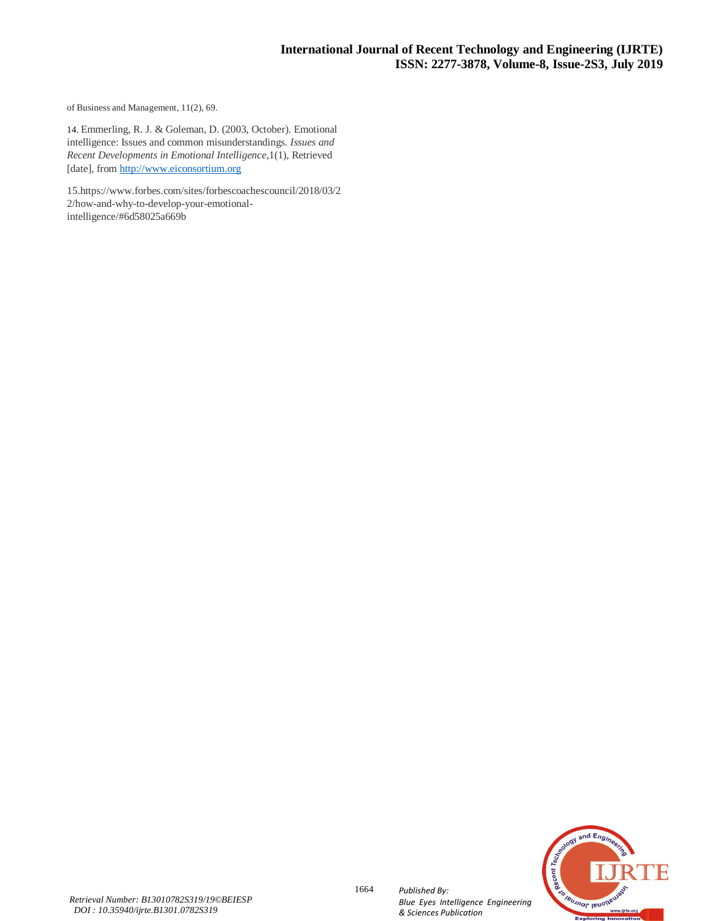of Business and Management, 11(2), 69.

14. Emmerling, R. J. & Goleman, D. (2003, October). Emotional intelligence: Issues and common misunderstandings. *Issues and Recent Developments in Emotional Intelligence*,1(1), Retrieved [date], from http://www.eiconsortium.org

15.https://www.forbes.com/sites/forbescoachescouncil/2018/03/22/how-and-why-to-develop-your-emotional-intelligence/#6d58025a669b